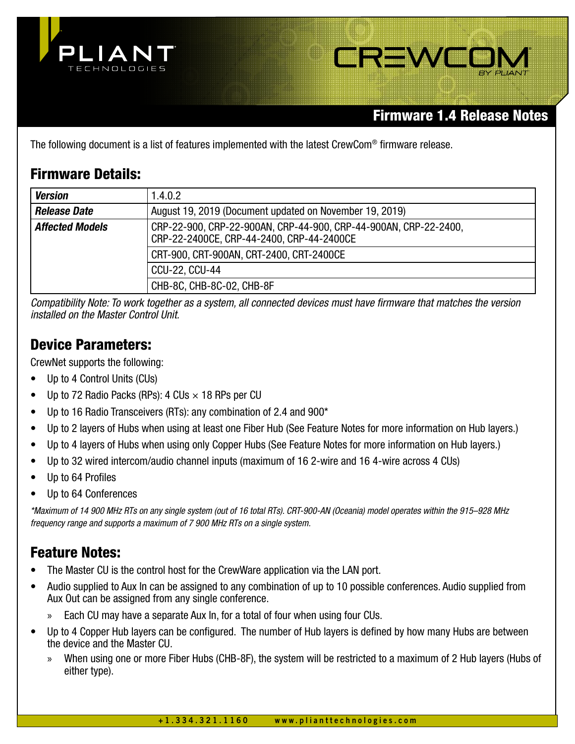# PLIANT TECHNOLOGIES — CREWCOM BY PLIANT

## Firmware 1.4 Release Notes

The following document is a list of features implemented with the latest CrewCom® firmware release.

## Firmware Details:

| *Version* | 1.4.0.2 |
|---|---|
| ***Release Date*** | August 19, 2019 (Document updated on November 19, 2019) |
| ***Affected Models*** | CRP-22-900, CRP-22-900AN, CRP-44-900, CRP-44-900AN, CRP-22-2400, CRP-22-2400CE, CRP-44-2400, CRP-44-2400CE |
| | CRT-900, CRT-900AN, CRT-2400, CRT-2400CE |
| | CCU-22, CCU-44 |
| | CHB-8C, CHB-8C-02, CHB-8F |

*Compatibility Note: To work together as a system, all connected devices must have firmware that matches the version installed on the Master Control Unit.*

## Device Parameters:

CrewNet supports the following:

- Up to 4 Control Units (CUs)
- Up to 72 Radio Packs (RPs): 4 CUs × 18 RPs per CU
- Up to 16 Radio Transceivers (RTs): any combination of 2.4 and 900*
- Up to 2 layers of Hubs when using at least one Fiber Hub (See Feature Notes for more information on Hub layers.)
- Up to 4 layers of Hubs when using only Copper Hubs (See Feature Notes for more information on Hub layers.)
- Up to 32 wired intercom/audio channel inputs (maximum of 16 2-wire and 16 4-wire across 4 CUs)
- Up to 64 Profiles
- Up to 64 Conferences

*\*Maximum of 14 900 MHz RTs on any single system (out of 16 total RTs). CRT-900-AN (Oceania) model operates within the 915–928 MHz frequency range and supports a maximum of 7 900 MHz RTs on a single system.*

## Feature Notes:

- The Master CU is the control host for the CrewWare application via the LAN port.
- Audio supplied to Aux In can be assigned to any combination of up to 10 possible conferences. Audio supplied from Aux Out can be assigned from any single conference.
  - Each CU may have a separate Aux In, for a total of four when using four CUs.
- Up to 4 Copper Hub layers can be configured. The number of Hub layers is defined by how many Hubs are between the device and the Master CU.
  - When using one or more Fiber Hubs (CHB-8F), the system will be restricted to a maximum of 2 Hub layers (Hubs of either type).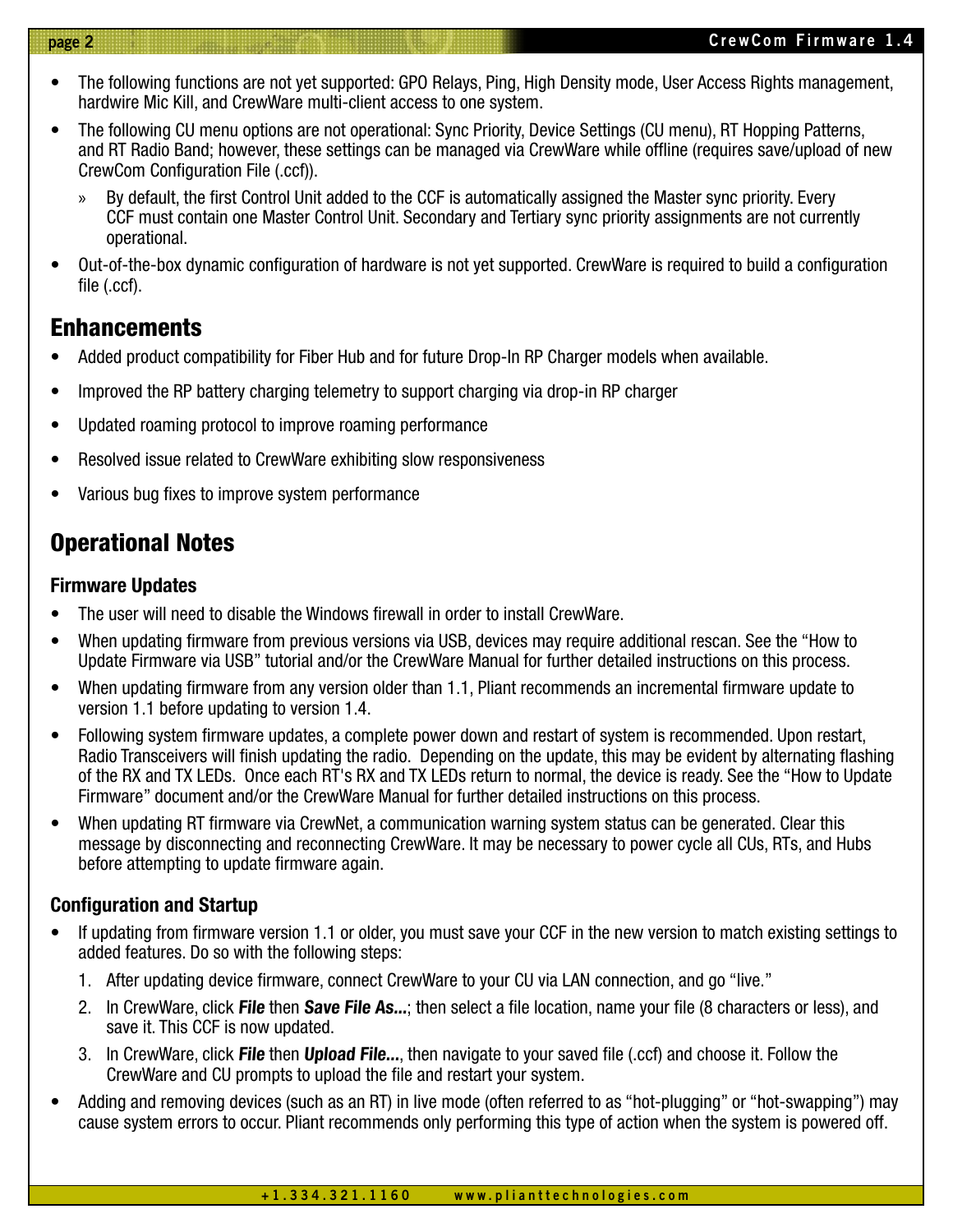- The following functions are not yet supported: GPO Relays, Ping, High Density mode, User Access Rights management, hardwire Mic Kill, and CrewWare multi-client access to one system.
- The following CU menu options are not operational: Sync Priority, Device Settings (CU menu), RT Hopping Patterns, and RT Radio Band; however, these settings can be managed via CrewWare while offline (requires save/upload of new CrewCom Configuration File (.ccf)).
  - By default, the first Control Unit added to the CCF is automatically assigned the Master sync priority. Every CCF must contain one Master Control Unit. Secondary and Tertiary sync priority assignments are not currently operational.
- Out-of-the-box dynamic configuration of hardware is not yet supported. CrewWare is required to build a configuration file (.ccf).

## Enhancements

- Added product compatibility for Fiber Hub and for future Drop-In RP Charger models when available.
- Improved the RP battery charging telemetry to support charging via drop-in RP charger
- Updated roaming protocol to improve roaming performance
- Resolved issue related to CrewWare exhibiting slow responsiveness
- Various bug fixes to improve system performance

## Operational Notes

### Firmware Updates

- The user will need to disable the Windows firewall in order to install CrewWare.
- When updating firmware from previous versions via USB, devices may require additional rescan. See the "How to Update Firmware via USB" tutorial and/or the CrewWare Manual for further detailed instructions on this process.
- When updating firmware from any version older than 1.1, Pliant recommends an incremental firmware update to version 1.1 before updating to version 1.4.
- Following system firmware updates, a complete power down and restart of system is recommended. Upon restart, Radio Transceivers will finish updating the radio. Depending on the update, this may be evident by alternating flashing of the RX and TX LEDs. Once each RT's RX and TX LEDs return to normal, the device is ready. See the "How to Update Firmware" document and/or the CrewWare Manual for further detailed instructions on this process.
- When updating RT firmware via CrewNet, a communication warning system status can be generated. Clear this message by disconnecting and reconnecting CrewWare. It may be necessary to power cycle all CUs, RTs, and Hubs before attempting to update firmware again.

### Configuration and Startup

- If updating from firmware version 1.1 or older, you must save your CCF in the new version to match existing settings to added features. Do so with the following steps:
  1. After updating device firmware, connect CrewWare to your CU via LAN connection, and go "live."
  2. In CrewWare, click ***File*** then ***Save File As...***; then select a file location, name your file (8 characters or less), and save it. This CCF is now updated.
  3. In CrewWare, click ***File*** then ***Upload File...***, then navigate to your saved file (.ccf) and choose it. Follow the CrewWare and CU prompts to upload the file and restart your system.
- Adding and removing devices (such as an RT) in live mode (often referred to as "hot-plugging" or "hot-swapping") may cause system errors to occur. Pliant recommends only performing this type of action when the system is powered off.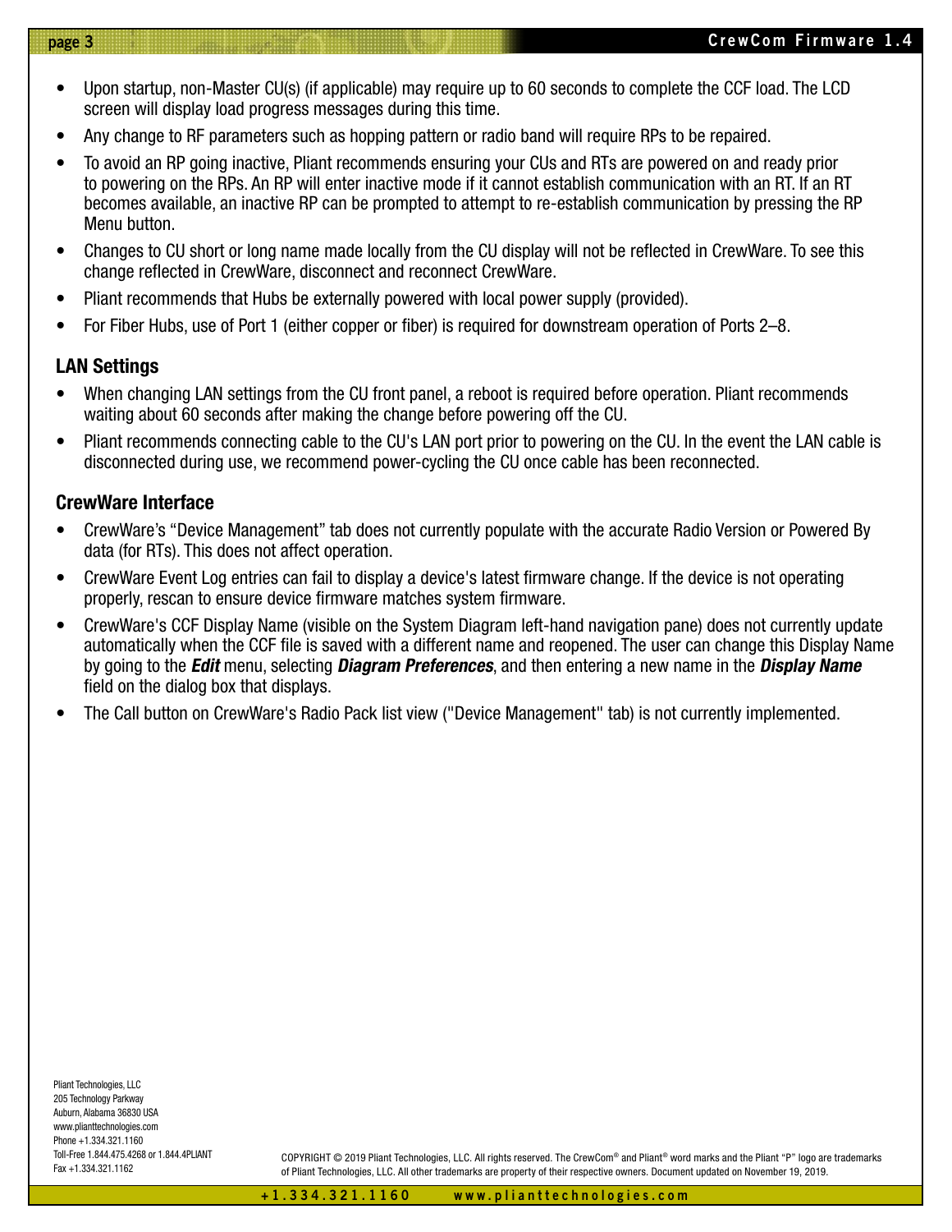- Upon startup, non-Master CU(s) (if applicable) may require up to 60 seconds to complete the CCF load. The LCD screen will display load progress messages during this time.
- Any change to RF parameters such as hopping pattern or radio band will require RPs to be repaired.
- To avoid an RP going inactive, Pliant recommends ensuring your CUs and RTs are powered on and ready prior to powering on the RPs. An RP will enter inactive mode if it cannot establish communication with an RT. If an RT becomes available, an inactive RP can be prompted to attempt to re-establish communication by pressing the RP Menu button.
- Changes to CU short or long name made locally from the CU display will not be reflected in CrewWare. To see this change reflected in CrewWare, disconnect and reconnect CrewWare.
- Pliant recommends that Hubs be externally powered with local power supply (provided).
- For Fiber Hubs, use of Port 1 (either copper or fiber) is required for downstream operation of Ports 2–8.

### LAN Settings

- When changing LAN settings from the CU front panel, a reboot is required before operation. Pliant recommends waiting about 60 seconds after making the change before powering off the CU.
- Pliant recommends connecting cable to the CU's LAN port prior to powering on the CU. In the event the LAN cable is disconnected during use, we recommend power-cycling the CU once cable has been reconnected.

### CrewWare Interface

- CrewWare's "Device Management" tab does not currently populate with the accurate Radio Version or Powered By data (for RTs). This does not affect operation.
- CrewWare Event Log entries can fail to display a device's latest firmware change. If the device is not operating properly, rescan to ensure device firmware matches system firmware.
- CrewWare's CCF Display Name (visible on the System Diagram left-hand navigation pane) does not currently update automatically when the CCF file is saved with a different name and reopened. The user can change this Display Name by going to the ***Edit*** menu, selecting ***Diagram Preferences***, and then entering a new name in the ***Display Name*** field on the dialog box that displays.
- The Call button on CrewWare's Radio Pack list view ("Device Management" tab) is not currently implemented.

Pliant Technologies, LLC
205 Technology Parkway
Auburn, Alabama 36830 USA
www.plianttechnologies.com
Phone +1.334.321.1160
Toll-Free 1.844.475.4268 or 1.844.4PLIANT
Fax +1.334.321.1162

COPYRIGHT © 2019 Pliant Technologies, LLC. All rights reserved. The CrewCom® and Pliant® word marks and the Pliant "P" logo are trademarks of Pliant Technologies, LLC. All other trademarks are property of their respective owners. Document updated on November 19, 2019.